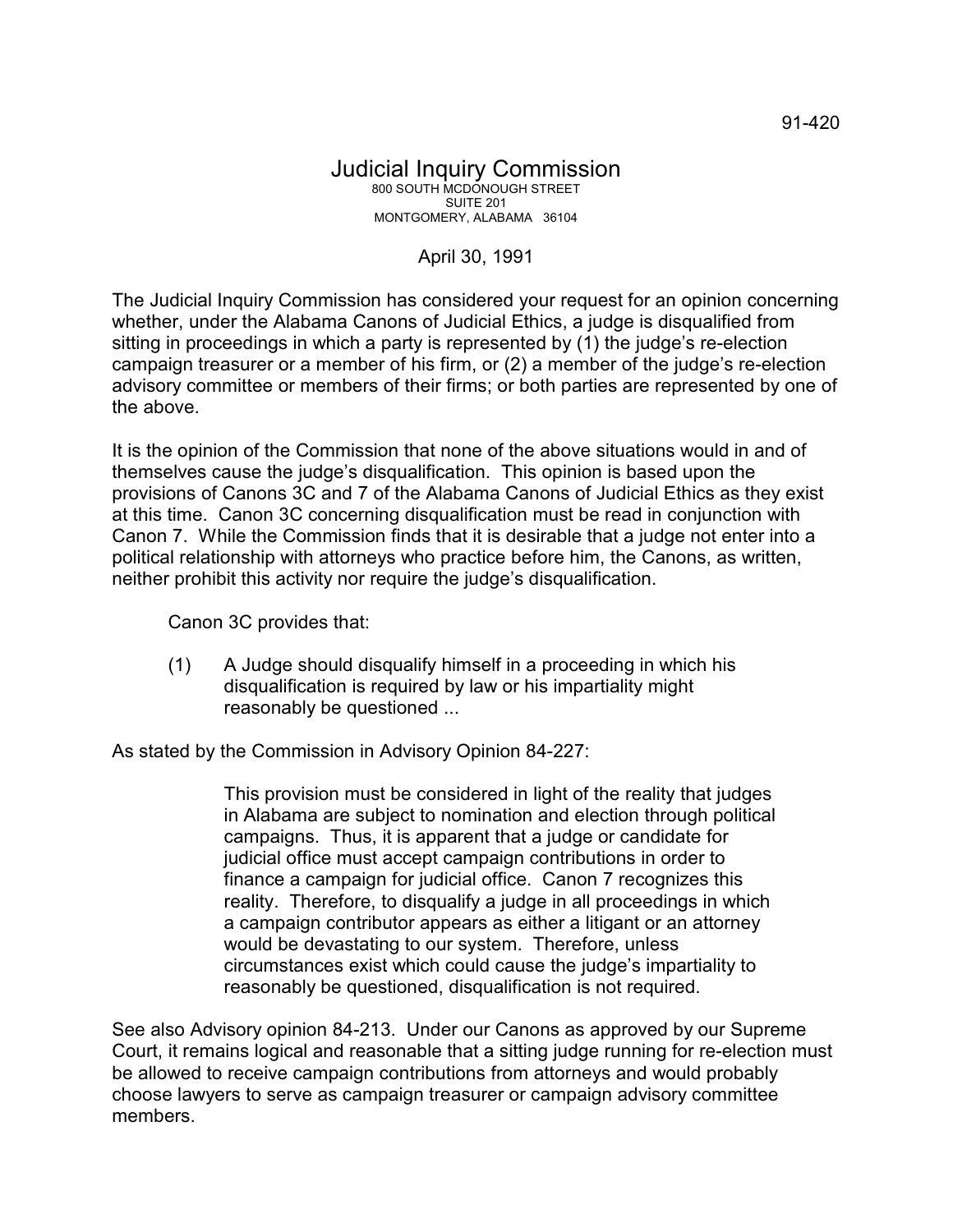91-420

# Judicial Inquiry Commission

800 SOUTH MCDONOUGH STREET
SUITE 201
MONTGOMERY, ALABAMA 36104

April 30, 1991

The Judicial Inquiry Commission has considered your request for an opinion concerning whether, under the Alabama Canons of Judicial Ethics, a judge is disqualified from sitting in proceedings in which a party is represented by (1) the judge's re-election campaign treasurer or a member of his firm, or (2) a member of the judge's re-election advisory committee or members of their firms; or both parties are represented by one of the above.

It is the opinion of the Commission that none of the above situations would in and of themselves cause the judge's disqualification. This opinion is based upon the provisions of Canons 3C and 7 of the Alabama Canons of Judicial Ethics as they exist at this time. Canon 3C concerning disqualification must be read in conjunction with Canon 7. While the Commission finds that it is desirable that a judge not enter into a political relationship with attorneys who practice before him, the Canons, as written, neither prohibit this activity nor require the judge's disqualification.

Canon 3C provides that:

> (1) A Judge should disqualify himself in a proceeding in which his disqualification is required by law or his impartiality might reasonably be questioned ...

As stated by the Commission in Advisory Opinion 84-227:

> This provision must be considered in light of the reality that judges in Alabama are subject to nomination and election through political campaigns. Thus, it is apparent that a judge or candidate for judicial office must accept campaign contributions in order to finance a campaign for judicial office. Canon 7 recognizes this reality. Therefore, to disqualify a judge in all proceedings in which a campaign contributor appears as either a litigant or an attorney would be devastating to our system. Therefore, unless circumstances exist which could cause the judge's impartiality to reasonably be questioned, disqualification is not required.

See also Advisory opinion 84-213. Under our Canons as approved by our Supreme Court, it remains logical and reasonable that a sitting judge running for re-election must be allowed to receive campaign contributions from attorneys and would probably choose lawyers to serve as campaign treasurer or campaign advisory committee members.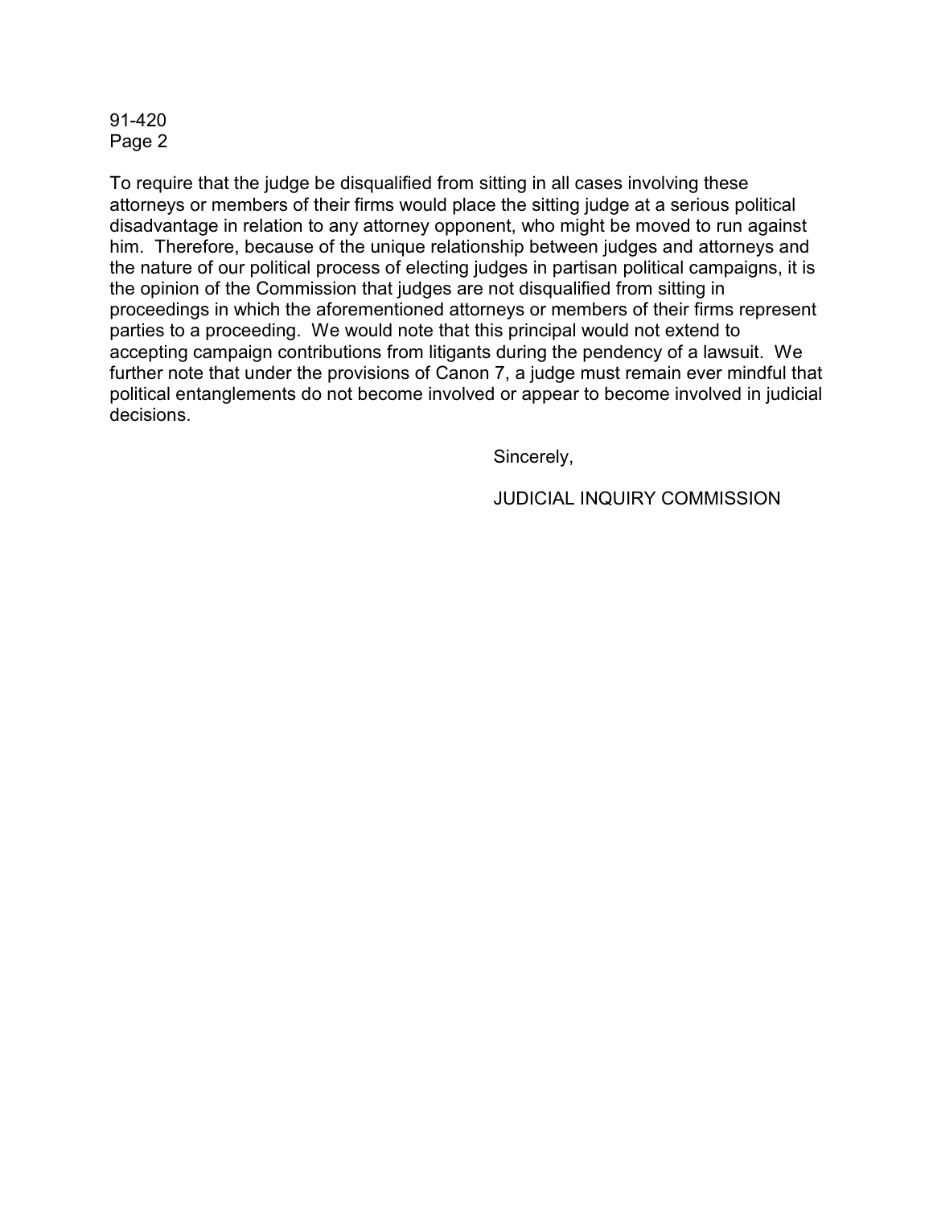To require that the judge be disqualified from sitting in all cases involving these attorneys or members of their firms would place the sitting judge at a serious political disadvantage in relation to any attorney opponent, who might be moved to run against him. Therefore, because of the unique relationship between judges and attorneys and the nature of our political process of electing judges in partisan political campaigns, it is the opinion of the Commission that judges are not disqualified from sitting in proceedings in which the aforementioned attorneys or members of their firms represent parties to a proceeding. We would note that this principal would not extend to accepting campaign contributions from litigants during the pendency of a lawsuit. We further note that under the provisions of Canon 7, a judge must remain ever mindful that political entanglements do not become involved or appear to become involved in judicial decisions.

Sincerely,

JUDICIAL INQUIRY COMMISSION